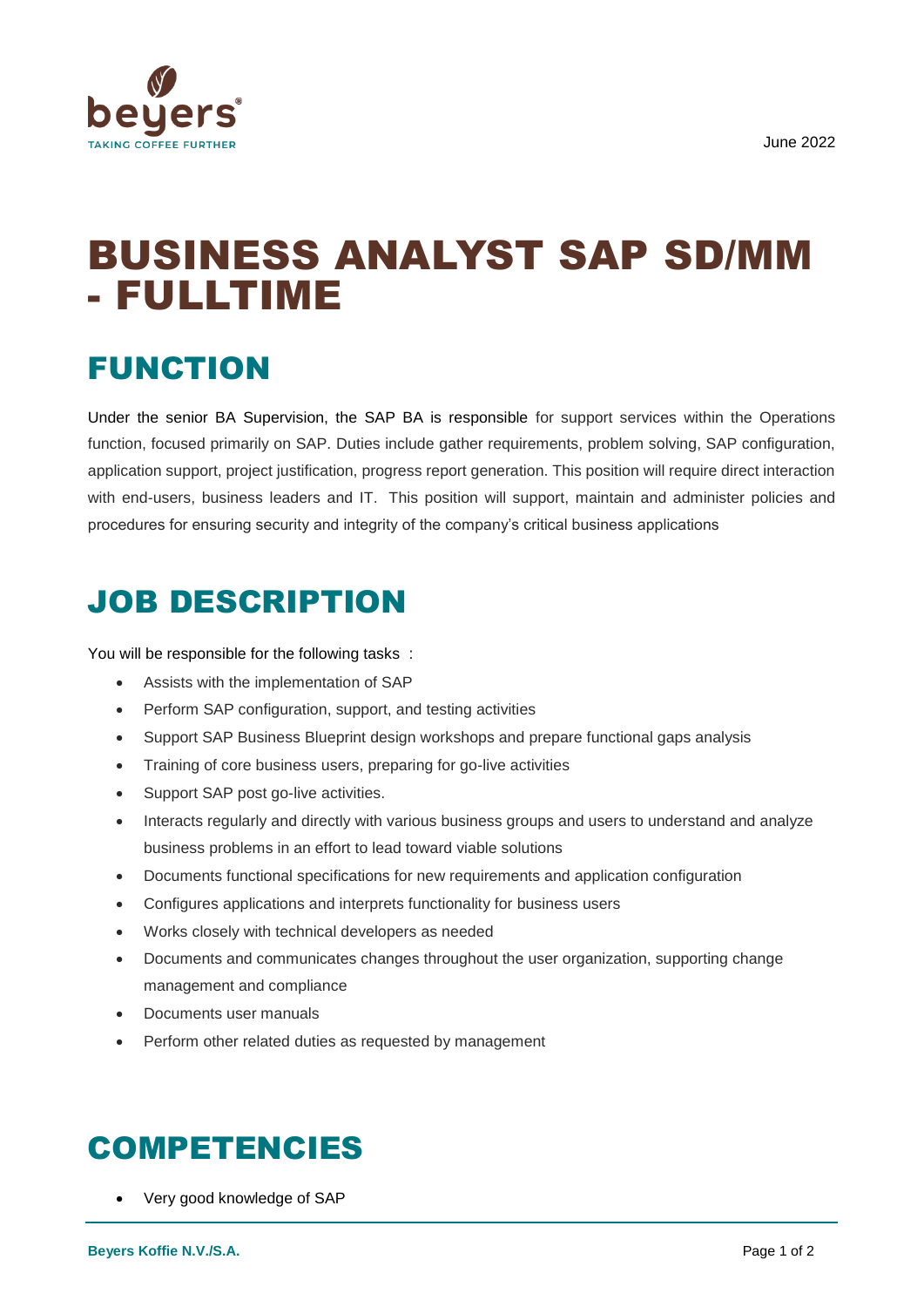beyers
TAKING COFFEE FURTHER

June 2022

# BUSINESS ANALYST SAP SD/MM - FULLTIME

## FUNCTION

Under the senior BA Supervision, the SAP BA is responsible for support services within the Operations function, focused primarily on SAP. Duties include gather requirements, problem solving, SAP configuration, application support, project justification, progress report generation. This position will require direct interaction with end-users, business leaders and IT. This position will support, maintain and administer policies and procedures for ensuring security and integrity of the company's critical business applications

## JOB DESCRIPTION

You will be responsible for the following tasks :

- Assists with the implementation of SAP
- Perform SAP configuration, support, and testing activities
- Support SAP Business Blueprint design workshops and prepare functional gaps analysis
- Training of core business users, preparing for go-live activities
- Support SAP post go-live activities.
- Interacts regularly and directly with various business groups and users to understand and analyze business problems in an effort to lead toward viable solutions
- Documents functional specifications for new requirements and application configuration
- Configures applications and interprets functionality for business users
- Works closely with technical developers as needed
- Documents and communicates changes throughout the user organization, supporting change management and compliance
- Documents user manuals
- Perform other related duties as requested by management

## COMPETENCIES

- Very good knowledge of SAP

**Beyers Koffie N.V./S.A.**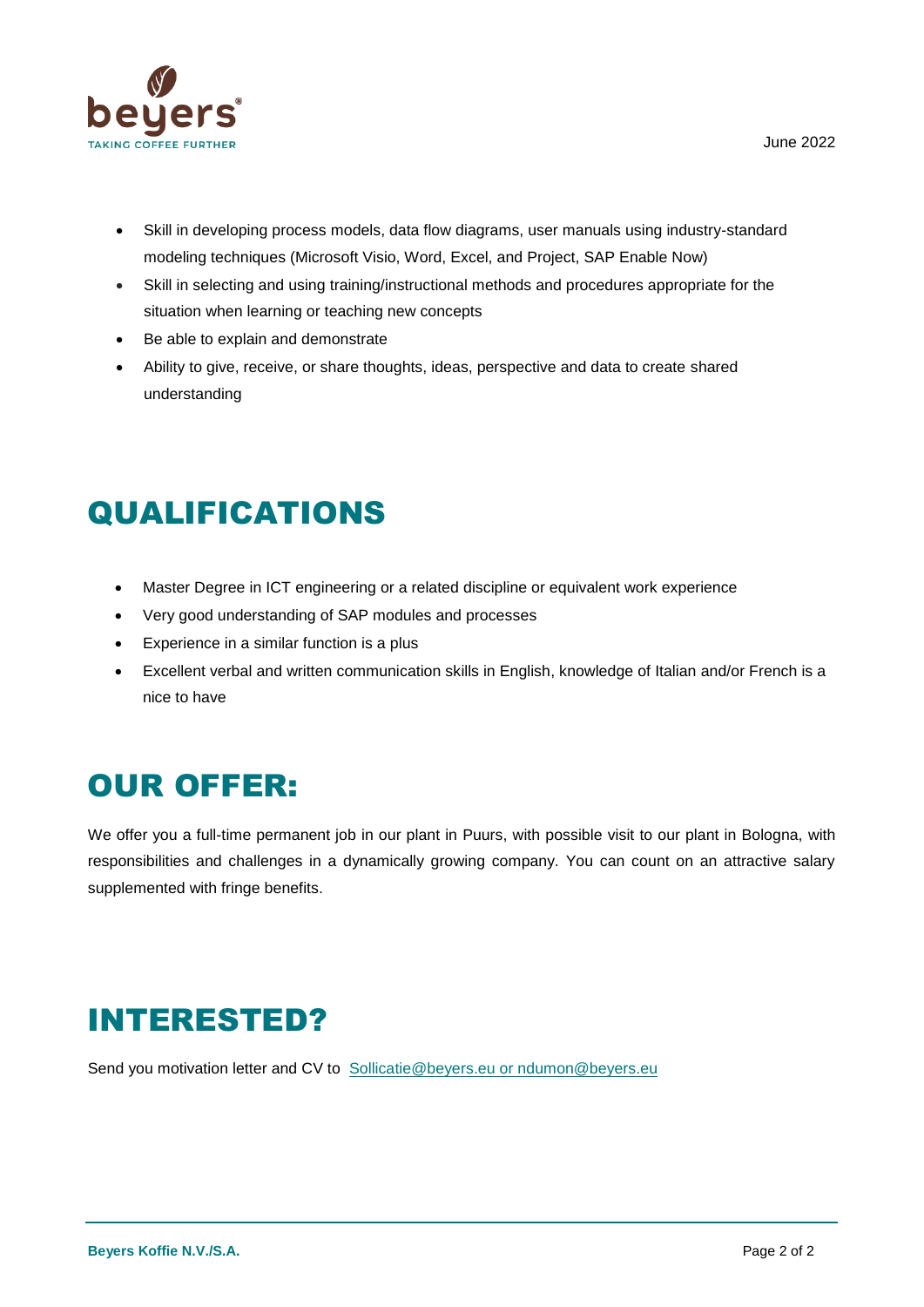- Skill in developing process models, data flow diagrams, user manuals using industry-standard modeling techniques (Microsoft Visio, Word, Excel, and Project, SAP Enable Now)
- Skill in selecting and using training/instructional methods and procedures appropriate for the situation when learning or teaching new concepts
- Be able to explain and demonstrate
- Ability to give, receive, or share thoughts, ideas, perspective and data to create shared understanding

# QUALIFICATIONS

- Master Degree in ICT engineering or a related discipline or equivalent work experience
- Very good understanding of SAP modules and processes
- Experience in a similar function is a plus
- Excellent verbal and written communication skills in English, knowledge of Italian and/or French is a nice to have

# OUR OFFER:

We offer you a full-time permanent job in our plant in Puurs, with possible visit to our plant in Bologna, with responsibilities and challenges in a dynamically growing company. You can count on an attractive salary supplemented with fringe benefits.

# INTERESTED?

Send you motivation letter and CV to Sollicatie@beyers.eu or ndumon@beyers.eu